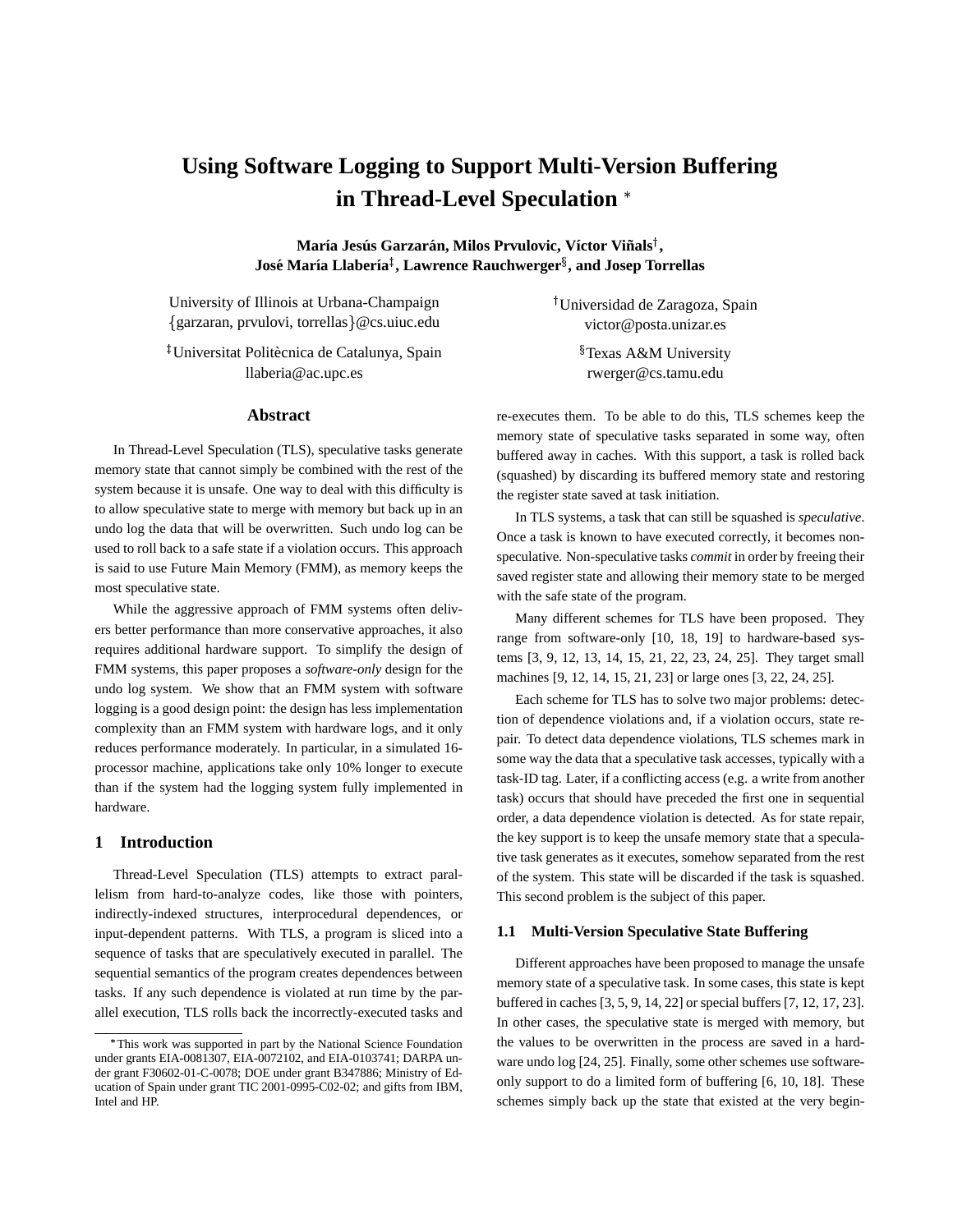# Using Software Logging to Support Multi-Version Buffering in Thread-Level Speculation *

**María Jesús Garzarán, Milos Prvulovic, Víctor Viñals†, José María Llabería‡, Lawrence Rauchwerger§, and Josep Torrellas**

University of Illinois at Urbana-Champaign
{garzaran, prvulovi, torrellas}@cs.uiuc.edu

†Universidad de Zaragoza, Spain
victor@posta.unizar.es

‡Universitat Politècnica de Catalunya, Spain
llaberia@ac.upc.es

§Texas A&M University
rwerger@cs.tamu.edu

## Abstract

In Thread-Level Speculation (TLS), speculative tasks generate memory state that cannot simply be combined with the rest of the system because it is unsafe. One way to deal with this difficulty is to allow speculative state to merge with memory but back up in an undo log the data that will be overwritten. Such undo log can be used to roll back to a safe state if a violation occurs. This approach is said to use Future Main Memory (FMM), as memory keeps the most speculative state.

While the aggressive approach of FMM systems often delivers better performance than more conservative approaches, it also requires additional hardware support. To simplify the design of FMM systems, this paper proposes a *software-only* design for the undo log system. We show that an FMM system with software logging is a good design point: the design has less implementation complexity than an FMM system with hardware logs, and it only reduces performance moderately. In particular, in a simulated 16-processor machine, applications take only 10% longer to execute than if the system had the logging system fully implemented in hardware.

## 1 Introduction

Thread-Level Speculation (TLS) attempts to extract parallelism from hard-to-analyze codes, like those with pointers, indirectly-indexed structures, interprocedural dependences, or input-dependent patterns. With TLS, a program is sliced into a sequence of tasks that are speculatively executed in parallel. The sequential semantics of the program creates dependences between tasks. If any such dependence is violated at run time by the parallel execution, TLS rolls back the incorrectly-executed tasks and re-executes them. To be able to do this, TLS schemes keep the memory state of speculative tasks separated in some way, often buffered away in caches. With this support, a task is rolled back (squashed) by discarding its buffered memory state and restoring the register state saved at task initiation.

In TLS systems, a task that can still be squashed is *speculative*. Once a task is known to have executed correctly, it becomes non-speculative. Non-speculative tasks *commit* in order by freeing their saved register state and allowing their memory state to be merged with the safe state of the program.

Many different schemes for TLS have been proposed. They range from software-only [10, 18, 19] to hardware-based systems [3, 9, 12, 13, 14, 15, 21, 22, 23, 24, 25]. They target small machines [9, 12, 14, 15, 21, 23] or large ones [3, 22, 24, 25].

Each scheme for TLS has to solve two major problems: detection of dependence violations and, if a violation occurs, state repair. To detect data dependence violations, TLS schemes mark in some way the data that a speculative task accesses, typically with a task-ID tag. Later, if a conflicting access (e.g. a write from another task) occurs that should have preceded the first one in sequential order, a data dependence violation is detected. As for state repair, the key support is to keep the unsafe memory state that a speculative task generates as it executes, somehow separated from the rest of the system. This state will be discarded if the task is squashed. This second problem is the subject of this paper.

### 1.1 Multi-Version Speculative State Buffering

Different approaches have been proposed to manage the unsafe memory state of a speculative task. In some cases, this state is kept buffered in caches [3, 5, 9, 14, 22] or special buffers [7, 12, 17, 23]. In other cases, the speculative state is merged with memory, but the values to be overwritten in the process are saved in a hardware undo log [24, 25]. Finally, some other schemes use software-only support to do a limited form of buffering [6, 10, 18]. These schemes simply back up the state that existed at the very begin-

*This work was supported in part by the National Science Foundation under grants EIA-0081307, EIA-0072102, and EIA-0103741; DARPA under grant F30602-01-C-0078; DOE under grant B347886; Ministry of Education of Spain under grant TIC 2001-0995-C02-02; and gifts from IBM, Intel and HP.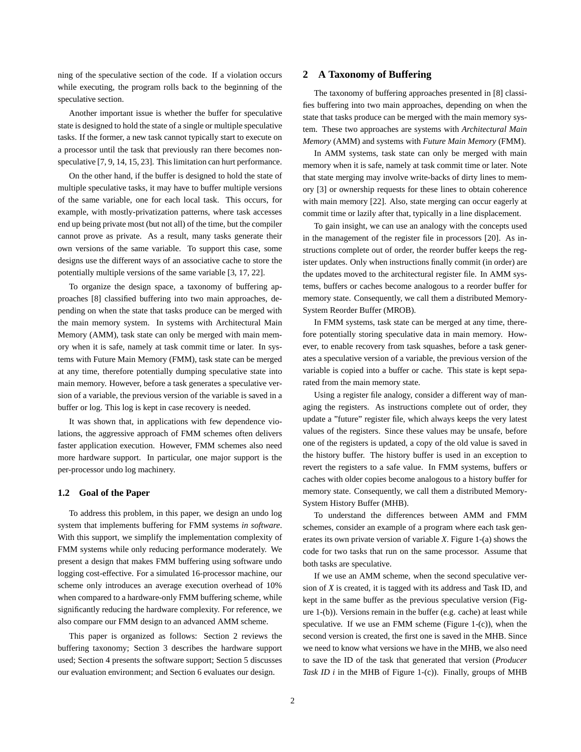ning of the speculative section of the code. If a violation occurs while executing, the program rolls back to the beginning of the speculative section.

Another important issue is whether the buffer for speculative state is designed to hold the state of a single or multiple speculative tasks. If the former, a new task cannot typically start to execute on a processor until the task that previously ran there becomes non-speculative [7, 9, 14, 15, 23]. This limitation can hurt performance.

On the other hand, if the buffer is designed to hold the state of multiple speculative tasks, it may have to buffer multiple versions of the same variable, one for each local task. This occurs, for example, with mostly-privatization patterns, where task accesses end up being private most (but not all) of the time, but the compiler cannot prove as private. As a result, many tasks generate their own versions of the same variable. To support this case, some designs use the different ways of an associative cache to store the potentially multiple versions of the same variable [3, 17, 22].

To organize the design space, a taxonomy of buffering approaches [8] classified buffering into two main approaches, depending on when the state that tasks produce can be merged with the main memory system. In systems with Architectural Main Memory (AMM), task state can only be merged with main memory when it is safe, namely at task commit time or later. In systems with Future Main Memory (FMM), task state can be merged at any time, therefore potentially dumping speculative state into main memory. However, before a task generates a speculative version of a variable, the previous version of the variable is saved in a buffer or log. This log is kept in case recovery is needed.

It was shown that, in applications with few dependence violations, the aggressive approach of FMM schemes often delivers faster application execution. However, FMM schemes also need more hardware support. In particular, one major support is the per-processor undo log machinery.

### 1.2 Goal of the Paper

To address this problem, in this paper, we design an undo log system that implements buffering for FMM systems *in software*. With this support, we simplify the implementation complexity of FMM systems while only reducing performance moderately. We present a design that makes FMM buffering using software undo logging cost-effective. For a simulated 16-processor machine, our scheme only introduces an average execution overhead of 10% when compared to a hardware-only FMM buffering scheme, while significantly reducing the hardware complexity. For reference, we also compare our FMM design to an advanced AMM scheme.

This paper is organized as follows: Section 2 reviews the buffering taxonomy; Section 3 describes the hardware support used; Section 4 presents the software support; Section 5 discusses our evaluation environment; and Section 6 evaluates our design.

## 2 A Taxonomy of Buffering

The taxonomy of buffering approaches presented in [8] classifies buffering into two main approaches, depending on when the state that tasks produce can be merged with the main memory system. These two approaches are systems with *Architectural Main Memory* (AMM) and systems with *Future Main Memory* (FMM).

In AMM systems, task state can only be merged with main memory when it is safe, namely at task commit time or later. Note that state merging may involve write-backs of dirty lines to memory [3] or ownership requests for these lines to obtain coherence with main memory [22]. Also, state merging can occur eagerly at commit time or lazily after that, typically in a line displacement.

To gain insight, we can use an analogy with the concepts used in the management of the register file in processors [20]. As instructions complete out of order, the reorder buffer keeps the register updates. Only when instructions finally commit (in order) are the updates moved to the architectural register file. In AMM systems, buffers or caches become analogous to a reorder buffer for memory state. Consequently, we call them a distributed Memory-System Reorder Buffer (MROB).

In FMM systems, task state can be merged at any time, therefore potentially storing speculative data in main memory. However, to enable recovery from task squashes, before a task generates a speculative version of a variable, the previous version of the variable is copied into a buffer or cache. This state is kept separated from the main memory state.

Using a register file analogy, consider a different way of managing the registers. As instructions complete out of order, they update a "future" register file, which always keeps the very latest values of the registers. Since these values may be unsafe, before one of the registers is updated, a copy of the old value is saved in the history buffer. The history buffer is used in an exception to revert the registers to a safe value. In FMM systems, buffers or caches with older copies become analogous to a history buffer for memory state. Consequently, we call them a distributed Memory-System History Buffer (MHB).

To understand the differences between AMM and FMM schemes, consider an example of a program where each task generates its own private version of variable *X*. Figure 1-(a) shows the code for two tasks that run on the same processor. Assume that both tasks are speculative.

If we use an AMM scheme, when the second speculative version of *X* is created, it is tagged with its address and Task ID, and kept in the same buffer as the previous speculative version (Figure 1-(b)). Versions remain in the buffer (e.g. cache) at least while speculative. If we use an FMM scheme (Figure 1-(c)), when the second version is created, the first one is saved in the MHB. Since we need to know what versions we have in the MHB, we also need to save the ID of the task that generated that version (*Producer Task ID i* in the MHB of Figure 1-(c)). Finally, groups of MHB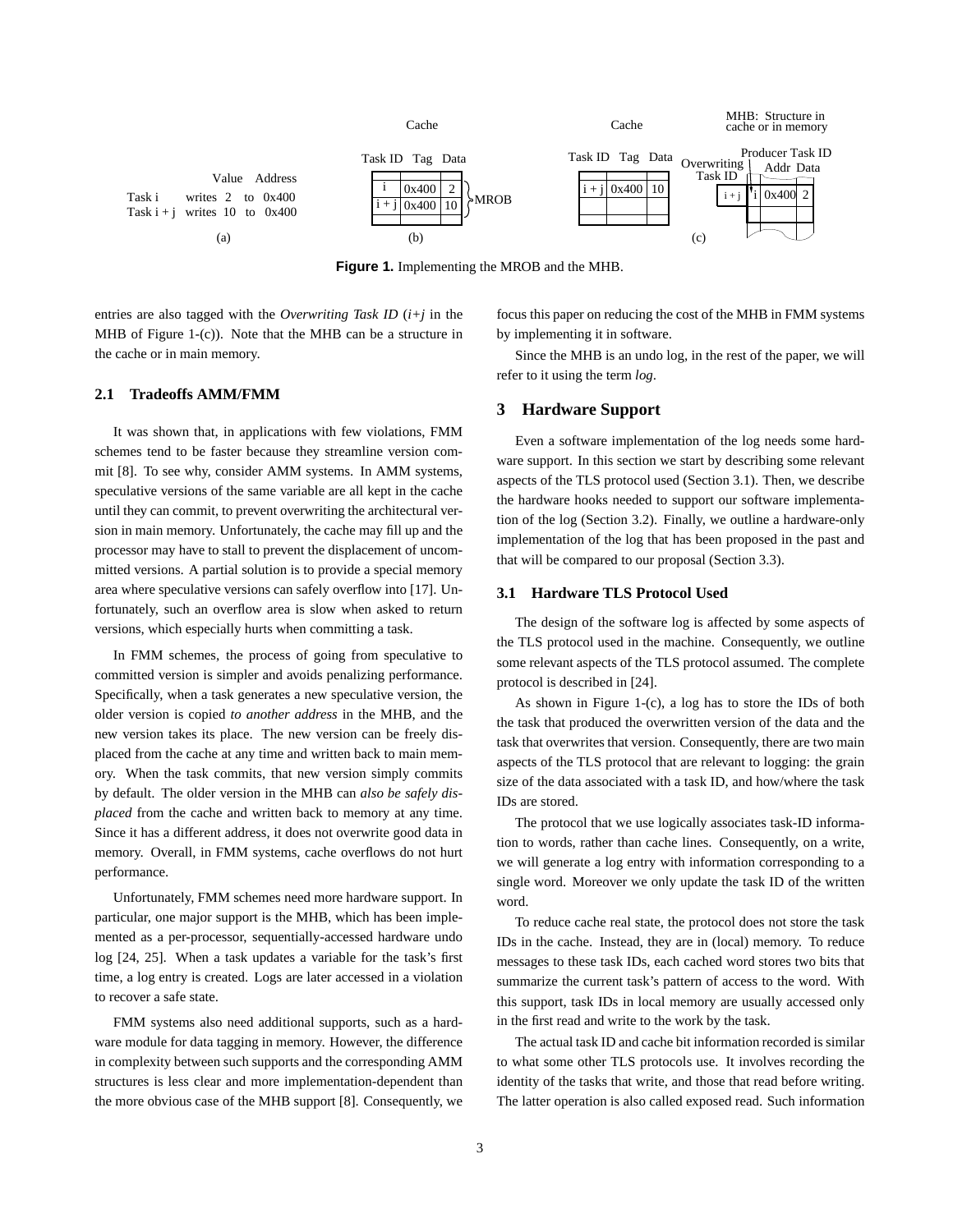Figure 1. Implementing the MROB and the MHB.

entries are also tagged with the *Overwriting Task ID* (*i+j* in the MHB of Figure 1-(c)). Note that the MHB can be a structure in the cache or in main memory.

### 2.1 Tradeoffs AMM/FMM

It was shown that, in applications with few violations, FMM schemes tend to be faster because they streamline version commit [8]. To see why, consider AMM systems. In AMM systems, speculative versions of the same variable are all kept in the cache until they can commit, to prevent overwriting the architectural version in main memory. Unfortunately, the cache may fill up and the processor may have to stall to prevent the displacement of uncommitted versions. A partial solution is to provide a special memory area where speculative versions can safely overflow into [17]. Unfortunately, such an overflow area is slow when asked to return versions, which especially hurts when committing a task.

In FMM schemes, the process of going from speculative to committed version is simpler and avoids penalizing performance. Specifically, when a task generates a new speculative version, the older version is copied *to another address* in the MHB, and the new version takes its place. The new version can be freely displaced from the cache at any time and written back to main memory. When the task commits, that new version simply commits by default. The older version in the MHB can *also be safely displaced* from the cache and written back to memory at any time. Since it has a different address, it does not overwrite good data in memory. Overall, in FMM systems, cache overflows do not hurt performance.

Unfortunately, FMM schemes need more hardware support. In particular, one major support is the MHB, which has been implemented as a per-processor, sequentially-accessed hardware undo log [24, 25]. When a task updates a variable for the task's first time, a log entry is created. Logs are later accessed in a violation to recover a safe state.

FMM systems also need additional supports, such as a hardware module for data tagging in memory. However, the difference in complexity between such supports and the corresponding AMM structures is less clear and more implementation-dependent than the more obvious case of the MHB support [8]. Consequently, we focus this paper on reducing the cost of the MHB in FMM systems by implementing it in software.

Since the MHB is an undo log, in the rest of the paper, we will refer to it using the term *log*.

## 3 Hardware Support

Even a software implementation of the log needs some hardware support. In this section we start by describing some relevant aspects of the TLS protocol used (Section 3.1). Then, we describe the hardware hooks needed to support our software implementation of the log (Section 3.2). Finally, we outline a hardware-only implementation of the log that has been proposed in the past and that will be compared to our proposal (Section 3.3).

### 3.1 Hardware TLS Protocol Used

The design of the software log is affected by some aspects of the TLS protocol used in the machine. Consequently, we outline some relevant aspects of the TLS protocol assumed. The complete protocol is described in [24].

As shown in Figure 1-(c), a log has to store the IDs of both the task that produced the overwritten version of the data and the task that overwrites that version. Consequently, there are two main aspects of the TLS protocol that are relevant to logging: the grain size of the data associated with a task ID, and how/where the task IDs are stored.

The protocol that we use logically associates task-ID information to words, rather than cache lines. Consequently, on a write, we will generate a log entry with information corresponding to a single word. Moreover we only update the task ID of the written word.

To reduce cache real state, the protocol does not store the task IDs in the cache. Instead, they are in (local) memory. To reduce messages to these task IDs, each cached word stores two bits that summarize the current task's pattern of access to the word. With this support, task IDs in local memory are usually accessed only in the first read and write to the work by the task.

The actual task ID and cache bit information recorded is similar to what some other TLS protocols use. It involves recording the identity of the tasks that write, and those that read before writing. The latter operation is also called exposed read. Such information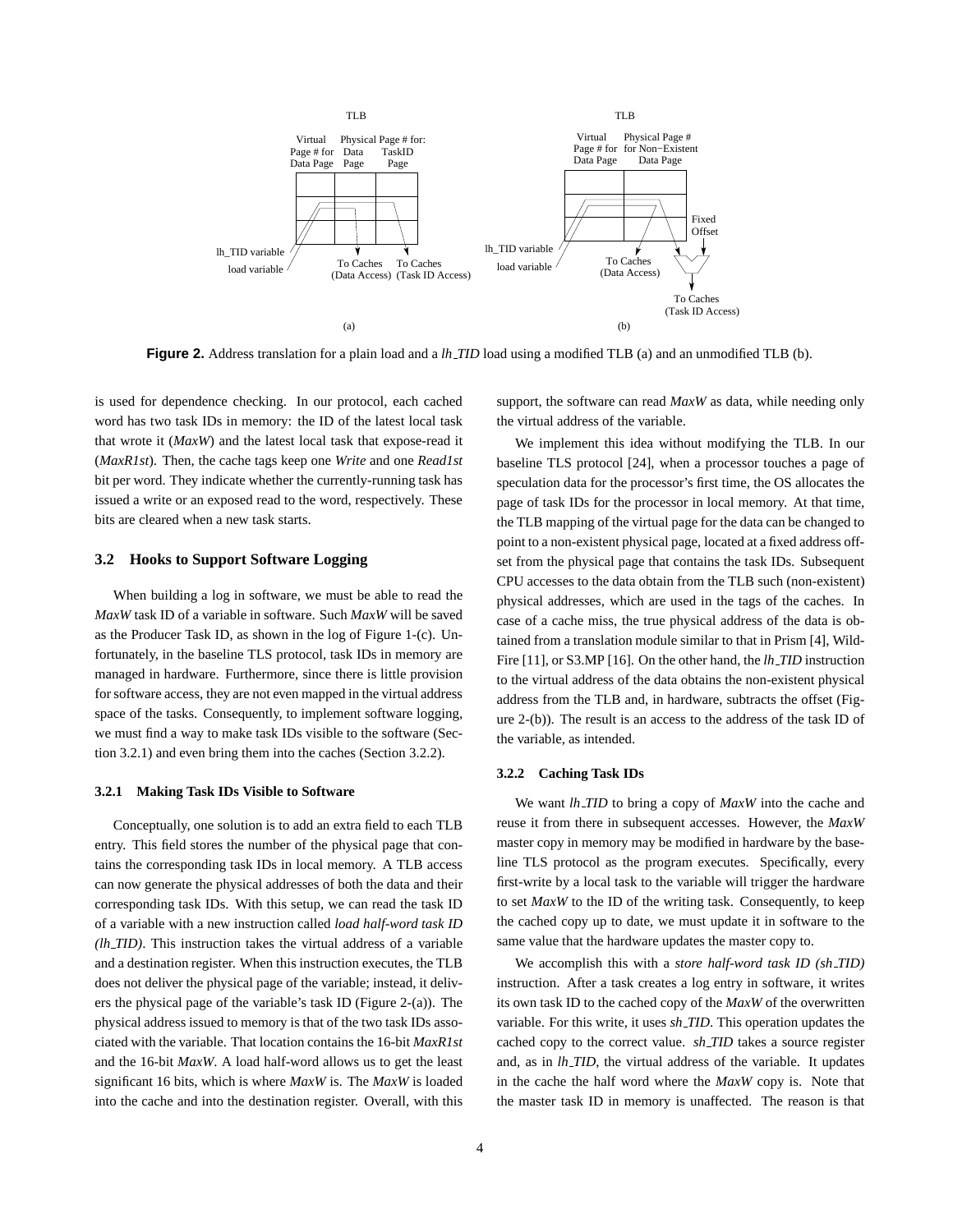Figure 2. Address translation for a plain load and a *lh_TID* load using a modified TLB (a) and an unmodified TLB (b).

is used for dependence checking. In our protocol, each cached word has two task IDs in memory: the ID of the latest local task that wrote it (*MaxW*) and the latest local task that expose-read it (*MaxR1st*). Then, the cache tags keep one *Write* and one *Read1st* bit per word. They indicate whether the currently-running task has issued a write or an exposed read to the word, respectively. These bits are cleared when a new task starts.

## 3.2 Hooks to Support Software Logging

When building a log in software, we must be able to read the *MaxW* task ID of a variable in software. Such *MaxW* will be saved as the Producer Task ID, as shown in the log of Figure 1-(c). Unfortunately, in the baseline TLS protocol, task IDs in memory are managed in hardware. Furthermore, since there is little provision for software access, they are not even mapped in the virtual address space of the tasks. Consequently, to implement software logging, we must find a way to make task IDs visible to the software (Section 3.2.1) and even bring them into the caches (Section 3.2.2).

### 3.2.1 Making Task IDs Visible to Software

Conceptually, one solution is to add an extra field to each TLB entry. This field stores the number of the physical page that contains the corresponding task IDs in local memory. A TLB access can now generate the physical addresses of both the data and their corresponding task IDs. With this setup, we can read the task ID of a variable with a new instruction called *load half-word task ID (lh_TID)*. This instruction takes the virtual address of a variable and a destination register. When this instruction executes, the TLB does not deliver the physical page of the variable; instead, it delivers the physical page of the variable's task ID (Figure 2-(a)). The physical address issued to memory is that of the two task IDs associated with the variable. That location contains the 16-bit *MaxR1st* and the 16-bit *MaxW*. A load half-word allows us to get the least significant 16 bits, which is where *MaxW* is. The *MaxW* is loaded into the cache and into the destination register. Overall, with this support, the software can read *MaxW* as data, while needing only the virtual address of the variable.

We implement this idea without modifying the TLB. In our baseline TLS protocol [24], when a processor touches a page of speculation data for the processor's first time, the OS allocates the page of task IDs for the processor in local memory. At that time, the TLB mapping of the virtual page for the data can be changed to point to a non-existent physical page, located at a fixed address offset from the physical page that contains the task IDs. Subsequent CPU accesses to the data obtain from the TLB such (non-existent) physical addresses, which are used in the tags of the caches. In case of a cache miss, the true physical address of the data is obtained from a translation module similar to that in Prism [4], WildFire [11], or S3.MP [16]. On the other hand, the *lh_TID* instruction to the virtual address of the data obtains the non-existent physical address from the TLB and, in hardware, subtracts the offset (Figure 2-(b)). The result is an access to the address of the task ID of the variable, as intended.

### 3.2.2 Caching Task IDs

We want *lh_TID* to bring a copy of *MaxW* into the cache and reuse it from there in subsequent accesses. However, the *MaxW* master copy in memory may be modified in hardware by the baseline TLS protocol as the program executes. Specifically, every first-write by a local task to the variable will trigger the hardware to set *MaxW* to the ID of the writing task. Consequently, to keep the cached copy up to date, we must update it in software to the same value that the hardware updates the master copy to.

We accomplish this with a *store half-word task ID (sh_TID)* instruction. After a task creates a log entry in software, it writes its own task ID to the cached copy of the *MaxW* of the overwritten variable. For this write, it uses *sh_TID*. This operation updates the cached copy to the correct value. *sh_TID* takes a source register and, as in *lh_TID*, the virtual address of the variable. It updates in the cache the half word where the *MaxW* copy is. Note that the master task ID in memory is unaffected. The reason is that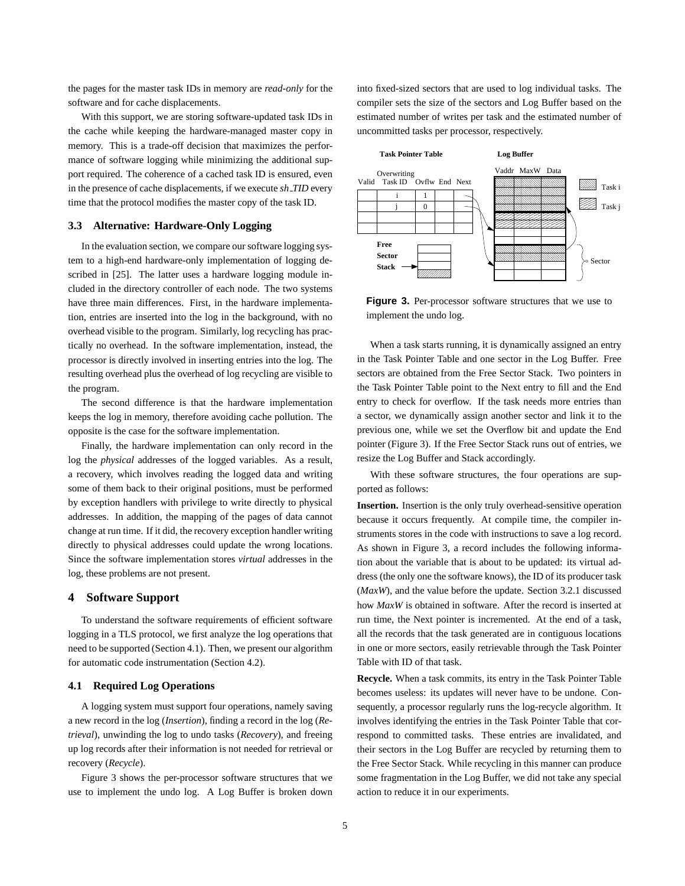the pages for the master task IDs in memory are *read-only* for the software and for cache displacements.

With this support, we are storing software-updated task IDs in the cache while keeping the hardware-managed master copy in memory. This is a trade-off decision that maximizes the performance of software logging while minimizing the additional support required. The coherence of a cached task ID is ensured, even in the presence of cache displacements, if we execute *sh_TID* every time that the protocol modifies the master copy of the task ID.

### 3.3 Alternative: Hardware-Only Logging

In the evaluation section, we compare our software logging system to a high-end hardware-only implementation of logging described in [25]. The latter uses a hardware logging module included in the directory controller of each node. The two systems have three main differences. First, in the hardware implementation, entries are inserted into the log in the background, with no overhead visible to the program. Similarly, log recycling has practically no overhead. In the software implementation, instead, the processor is directly involved in inserting entries into the log. The resulting overhead plus the overhead of log recycling are visible to the program.

The second difference is that the hardware implementation keeps the log in memory, therefore avoiding cache pollution. The opposite is the case for the software implementation.

Finally, the hardware implementation can only record in the log the *physical* addresses of the logged variables. As a result, a recovery, which involves reading the logged data and writing some of them back to their original positions, must be performed by exception handlers with privilege to write directly to physical addresses. In addition, the mapping of the pages of data cannot change at run time. If it did, the recovery exception handler writing directly to physical addresses could update the wrong locations. Since the software implementation stores *virtual* addresses in the log, these problems are not present.

## 4 Software Support

To understand the software requirements of efficient software logging in a TLS protocol, we first analyze the log operations that need to be supported (Section 4.1). Then, we present our algorithm for automatic code instrumentation (Section 4.2).

### 4.1 Required Log Operations

A logging system must support four operations, namely saving a new record in the log (*Insertion*), finding a record in the log (*Retrieval*), unwinding the log to undo tasks (*Recovery*), and freeing up log records after their information is not needed for retrieval or recovery (*Recycle*).

Figure 3 shows the per-processor software structures that we use to implement the undo log. A Log Buffer is broken down into fixed-sized sectors that are used to log individual tasks. The compiler sets the size of the sectors and Log Buffer based on the estimated number of writes per task and the estimated number of uncommitted tasks per processor, respectively.

**Task Pointer Table**

| Valid | Overwriting Task ID | Ovflw | End | Next |
|---|---|---|---|---|
| | i | 1 | | |
| | j | 0 | | |
| | | | | |
| | | | | |

**Log Buffer**: Vaddr, MaxW, Data (sectors assigned to Task i and Task j)

**Free Sector Stack**

**Figure 3.** Per-processor software structures that we use to implement the undo log.

When a task starts running, it is dynamically assigned an entry in the Task Pointer Table and one sector in the Log Buffer. Free sectors are obtained from the Free Sector Stack. Two pointers in the Task Pointer Table point to the Next entry to fill and the End entry to check for overflow. If the task needs more entries than a sector, we dynamically assign another sector and link it to the previous one, while we set the Overflow bit and update the End pointer (Figure 3). If the Free Sector Stack runs out of entries, we resize the Log Buffer and Stack accordingly.

With these software structures, the four operations are supported as follows:

**Insertion.** Insertion is the only truly overhead-sensitive operation because it occurs frequently. At compile time, the compiler instruments stores in the code with instructions to save a log record. As shown in Figure 3, a record includes the following information about the variable that is about to be updated: its virtual address (the only one the software knows), the ID of its producer task (*MaxW*), and the value before the update. Section 3.2.1 discussed how *MaxW* is obtained in software. After the record is inserted at run time, the Next pointer is incremented. At the end of a task, all the records that the task generated are in contiguous locations in one or more sectors, easily retrievable through the Task Pointer Table with ID of that task.

**Recycle.** When a task commits, its entry in the Task Pointer Table becomes useless: its updates will never have to be undone. Consequently, a processor regularly runs the log-recycle algorithm. It involves identifying the entries in the Task Pointer Table that correspond to committed tasks. These entries are invalidated, and their sectors in the Log Buffer are recycled by returning them to the Free Sector Stack. While recycling in this manner can produce some fragmentation in the Log Buffer, we did not take any special action to reduce it in our experiments.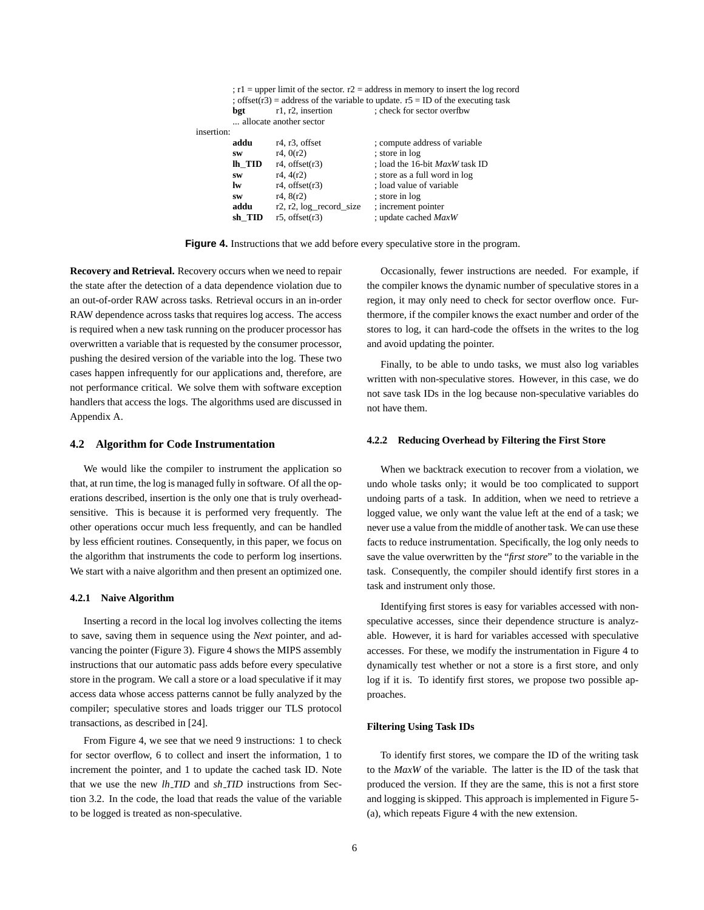```
        ; r1 = upper limit of the sector. r2 = address in memory to insert the log record
        ; offset(r3) = address of the variable to update. r5 = ID of the executing task
        bgt     r1, r2, insertion           ; check for sector overflow
        ... allocate another sector
insertion:
        addu    r4, r3, offset              ; compute address of variable
        sw      r4, 0(r2)                   ; store in log
        lh_TID  r4, offset(r3)              ; load the 16-bit MaxW task ID
        sw      r4, 4(r2)                   ; store as a full word in log
        lw      r4, offset(r3)              ; load value of variable
        sw      r4, 8(r2)                   ; store in log
        addu    r2, r2, log_record_size     ; increment pointer
        sh_TID  r5, offset(r3)              ; update cached MaxW
```

**Figure 4.** Instructions that we add before every speculative store in the program.

**Recovery and Retrieval.** Recovery occurs when we need to repair the state after the detection of a data dependence violation due to an out-of-order RAW across tasks. Retrieval occurs in an in-order RAW dependence across tasks that requires log access. The access is required when a new task running on the producer processor has overwritten a variable that is requested by the consumer processor, pushing the desired version of the variable into the log. These two cases happen infrequently for our applications and, therefore, are not performance critical. We solve them with software exception handlers that access the logs. The algorithms used are discussed in Appendix A.

## 4.2 Algorithm for Code Instrumentation

We would like the compiler to instrument the application so that, at run time, the log is managed fully in software. Of all the operations described, insertion is the only one that is truly overhead-sensitive. This is because it is performed very frequently. The other operations occur much less frequently, and can be handled by less efficient routines. Consequently, in this paper, we focus on the algorithm that instruments the code to perform log insertions. We start with a naive algorithm and then present an optimized one.

### 4.2.1 Naive Algorithm

Inserting a record in the local log involves collecting the items to save, saving them in sequence using the *Next* pointer, and advancing the pointer (Figure 3). Figure 4 shows the MIPS assembly instructions that our automatic pass adds before every speculative store in the program. We call a store or a load speculative if it may access data whose access patterns cannot be fully analyzed by the compiler; speculative stores and loads trigger our TLS protocol transactions, as described in [24].

From Figure 4, we see that we need 9 instructions: 1 to check for sector overflow, 6 to collect and insert the information, 1 to increment the pointer, and 1 to update the cached task ID. Note that we use the new *lh_TID* and *sh_TID* instructions from Section 3.2. In the code, the load that reads the value of the variable to be logged is treated as non-speculative.

Occasionally, fewer instructions are needed. For example, if the compiler knows the dynamic number of speculative stores in a region, it may only need to check for sector overflow once. Furthermore, if the compiler knows the exact number and order of the stores to log, it can hard-code the offsets in the writes to the log and avoid updating the pointer.

Finally, to be able to undo tasks, we must also log variables written with non-speculative stores. However, in this case, we do not save task IDs in the log because non-speculative variables do not have them.

### 4.2.2 Reducing Overhead by Filtering the First Store

When we backtrack execution to recover from a violation, we undo whole tasks only; it would be too complicated to support undoing parts of a task. In addition, when we need to retrieve a logged value, we only want the value left at the end of a task; we never use a value from the middle of another task. We can use these facts to reduce instrumentation. Specifically, the log only needs to save the value overwritten by the "*first store*" to the variable in the task. Consequently, the compiler should identify first stores in a task and instrument only those.

Identifying first stores is easy for variables accessed with non-speculative accesses, since their dependence structure is analyzable. However, it is hard for variables accessed with speculative accesses. For these, we modify the instrumentation in Figure 4 to dynamically test whether or not a store is a first store, and only log if it is. To identify first stores, we propose two possible approaches.

#### Filtering Using Task IDs

To identify first stores, we compare the ID of the writing task to the *MaxW* of the variable. The latter is the ID of the task that produced the version. If they are the same, this is not a first store and logging is skipped. This approach is implemented in Figure 5-(a), which repeats Figure 4 with the new extension.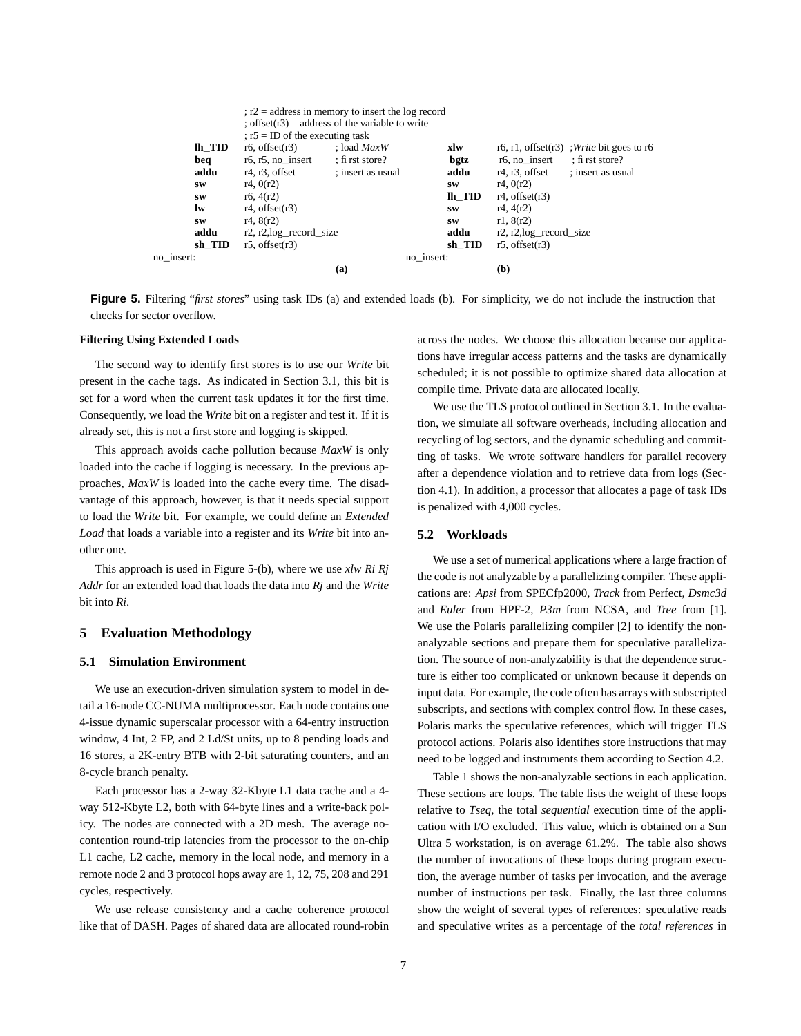```
                ; r2 = address in memory to insert the log record
                ; offset(r3) = address of the variable to write
                ; r5 = ID of the executing task
        lh_TID  r6, offset(r3)     ; load MaxW
        beq     r6, r5, no_insert  ; first store?
        addu    r4, r3, offset     ; insert as usual
        sw      r4, 0(r2)
        sw      r6, 4(r2)
        lw      r4, offset(r3)
        sw      r4, 8(r2)
        addu    r2, r2,log_record_size
        sh_TID  r5, offset(r3)
no_insert:
                                (a)
```

```
        xlw     r6, r1, offset(r3)  ;Write bit goes to r6
        bgtz    r6, no_insert       ; first store?
        addu    r4, r3, offset      ; insert as usual
        sw      r4, 0(r2)
        lh_TID  r4, offset(r3)
        sw      r4, 4(r2)
        sw      r1, 8(r2)
        addu    r2, r2,log_record_size
        sh_TID  r5, offset(r3)
no_insert:
                                (b)
```

**Figure 5.** Filtering "*first stores*" using task IDs (a) and extended loads (b). For simplicity, we do not include the instruction that checks for sector overflow.

**Filtering Using Extended Loads**

The second way to identify first stores is to use our *Write* bit present in the cache tags. As indicated in Section 3.1, this bit is set for a word when the current task updates it for the first time. Consequently, we load the *Write* bit on a register and test it. If it is already set, this is not a first store and logging is skipped.

This approach avoids cache pollution because *MaxW* is only loaded into the cache if logging is necessary. In the previous approaches, *MaxW* is loaded into the cache every time. The disadvantage of this approach, however, is that it needs special support to load the *Write* bit. For example, we could define an *Extended Load* that loads a variable into a register and its *Write* bit into another one.

This approach is used in Figure 5-(b), where we use *xlw Ri Rj Addr* for an extended load that loads the data into *Rj* and the *Write* bit into *Ri*.

## 5 Evaluation Methodology

### 5.1 Simulation Environment

We use an execution-driven simulation system to model in detail a 16-node CC-NUMA multiprocessor. Each node contains one 4-issue dynamic superscalar processor with a 64-entry instruction window, 4 Int, 2 FP, and 2 Ld/St units, up to 8 pending loads and 16 stores, a 2K-entry BTB with 2-bit saturating counters, and an 8-cycle branch penalty.

Each processor has a 2-way 32-Kbyte L1 data cache and a 4-way 512-Kbyte L2, both with 64-byte lines and a write-back policy. The nodes are connected with a 2D mesh. The average no-contention round-trip latencies from the processor to the on-chip L1 cache, L2 cache, memory in the local node, and memory in a remote node 2 and 3 protocol hops away are 1, 12, 75, 208 and 291 cycles, respectively.

We use release consistency and a cache coherence protocol like that of DASH. Pages of shared data are allocated round-robin across the nodes. We choose this allocation because our applications have irregular access patterns and the tasks are dynamically scheduled; it is not possible to optimize shared data allocation at compile time. Private data are allocated locally.

We use the TLS protocol outlined in Section 3.1. In the evaluation, we simulate all software overheads, including allocation and recycling of log sectors, and the dynamic scheduling and committing of tasks. We wrote software handlers for parallel recovery after a dependence violation and to retrieve data from logs (Section 4.1). In addition, a processor that allocates a page of task IDs is penalized with 4,000 cycles.

### 5.2 Workloads

We use a set of numerical applications where a large fraction of the code is not analyzable by a parallelizing compiler. These applications are: *Apsi* from SPECfp2000, *Track* from Perfect, *Dsmc3d* and *Euler* from HPF-2, *P3m* from NCSA, and *Tree* from [1]. We use the Polaris parallelizing compiler [2] to identify the non-analyzable sections and prepare them for speculative parallelization. The source of non-analyzability is that the dependence structure is either too complicated or unknown because it depends on input data. For example, the code often has arrays with subscripted subscripts, and sections with complex control flow. In these cases, Polaris marks the speculative references, which will trigger TLS protocol actions. Polaris also identifies store instructions that may need to be logged and instruments them according to Section 4.2.

Table 1 shows the non-analyzable sections in each application. These sections are loops. The table lists the weight of these loops relative to *Tseq*, the total *sequential* execution time of the application with I/O excluded. This value, which is obtained on a Sun Ultra 5 workstation, is on average 61.2%. The table also shows the number of invocations of these loops during program execution, the average number of tasks per invocation, and the average number of instructions per task. Finally, the last three columns show the weight of several types of references: speculative reads and speculative writes as a percentage of the *total references* in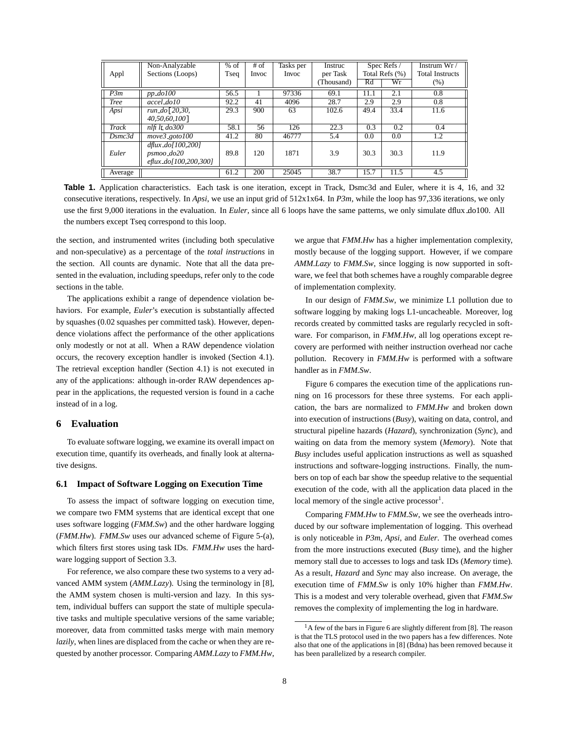| Appl | Non-Analyzable Sections (Loops) | % of Tseq | # of Invoc | Tasks per Invoc | Instruc per Task (Thousand) | Spec Refs / Total Refs (%) | | Instrum Wr / Total Instructs (%) |
|---|---|---|---|---|---|---|---|---|
| | | | | | | Rd | Wr | |
| *P3m* | *pp_do100* | 56.5 | 1 | 97336 | 69.1 | 11.1 | 2.1 | 0.8 |
| *Tree* | *accel_do10* | 92.2 | 41 | 4096 | 28.7 | 2.9 | 2.9 | 0.8 |
| *Apsi* | *run_do[20,30, 40,50,60,100]* | 29.3 | 900 | 63 | 102.6 | 49.4 | 33.4 | 11.6 |
| *Track* | *nlfi lt_do300* | 58.1 | 56 | 126 | 22.3 | 0.3 | 0.2 | 0.4 |
| *Dsmc3d* | *move3_goto100* | 41.2 | 80 | 46777 | 5.4 | 0.0 | 0.0 | 1.2 |
| *Euler* | *dflux_do[100,200] psmoo_do20 eflux_do[100,200,300]* | 89.8 | 120 | 1871 | 3.9 | 30.3 | 30.3 | 11.9 |
| Average | | 61.2 | 200 | 25045 | 38.7 | 15.7 | 11.5 | 4.5 |

**Table 1.** Application characteristics. Each task is one iteration, except in Track, Dsmc3d and Euler, where it is 4, 16, and 32 consecutive iterations, respectively. In *Apsi*, we use an input grid of 512x1x64. In *P3m*, while the loop has 97,336 iterations, we only use the first 9,000 iterations in the evaluation. In *Euler*, since all 6 loops have the same patterns, we only simulate dflux_do100. All the numbers except Tseq correspond to this loop.

the section, and instrumented writes (including both speculative and non-speculative) as a percentage of the *total instructions* in the section. All counts are dynamic. Note that all the data presented in the evaluation, including speedups, refer only to the code sections in the table.

The applications exhibit a range of dependence violation behaviors. For example, *Euler*'s execution is substantially affected by squashes (0.02 squashes per committed task). However, dependence violations affect the performance of the other applications only modestly or not at all. When a RAW dependence violation occurs, the recovery exception handler is invoked (Section 4.1). The retrieval exception handler (Section 4.1) is not executed in any of the applications: although in-order RAW dependences appear in the applications, the requested version is found in a cache instead of in a log.

## 6 Evaluation

To evaluate software logging, we examine its overall impact on execution time, quantify its overheads, and finally look at alternative designs.

### 6.1 Impact of Software Logging on Execution Time

To assess the impact of software logging on execution time, we compare two FMM systems that are identical except that one uses software logging (*FMM.Sw*) and the other hardware logging (*FMM.Hw*). *FMM.Sw* uses our advanced scheme of Figure 5-(a), which filters first stores using task IDs. *FMM.Hw* uses the hardware logging support of Section 3.3.

For reference, we also compare these two systems to a very advanced AMM system (*AMM.Lazy*). Using the terminology in [8], the AMM system chosen is multi-version and lazy. In this system, individual buffers can support the state of multiple speculative tasks and multiple speculative versions of the same variable; moreover, data from committed tasks merge with main memory *lazily*, when lines are displaced from the cache or when they are requested by another processor. Comparing *AMM.Lazy* to *FMM.Hw*, we argue that *FMM.Hw* has a higher implementation complexity, mostly because of the logging support. However, if we compare *AMM.Lazy* to *FMM.Sw*, since logging is now supported in software, we feel that both schemes have a roughly comparable degree of implementation complexity.

In our design of *FMM.Sw*, we minimize L1 pollution due to software logging by making logs L1-uncacheable. Moreover, log records created by committed tasks are regularly recycled in software. For comparison, in *FMM.Hw*, all log operations except recovery are performed with neither instruction overhead nor cache pollution. Recovery in *FMM.Hw* is performed with a software handler as in *FMM.Sw*.

Figure 6 compares the execution time of the applications running on 16 processors for these three systems. For each application, the bars are normalized to *FMM.Hw* and broken down into execution of instructions (*Busy*), waiting on data, control, and structural pipeline hazards (*Hazard*), synchronization (*Sync*), and waiting on data from the memory system (*Memory*). Note that *Busy* includes useful application instructions as well as squashed instructions and software-logging instructions. Finally, the numbers on top of each bar show the speedup relative to the sequential execution of the code, with all the application data placed in the local memory of the single active processor[1].

Comparing *FMM.Hw* to *FMM.Sw*, we see the overheads introduced by our software implementation of logging. This overhead is only noticeable in *P3m*, *Apsi*, and *Euler*. The overhead comes from the more instructions executed (*Busy* time), and the higher memory stall due to accesses to logs and task IDs (*Memory* time). As a result, *Hazard* and *Sync* may also increase. On average, the execution time of *FMM.Sw* is only 10% higher than *FMM.Hw*. This is a modest and very tolerable overhead, given that *FMM.Sw* removes the complexity of implementing the log in hardware.

[1] A few of the bars in Figure 6 are slightly different from [8]. The reason is that the TLS protocol used in the two papers has a few differences. Note also that one of the applications in [8] (Bdna) has been removed because it has been parallelized by a research compiler.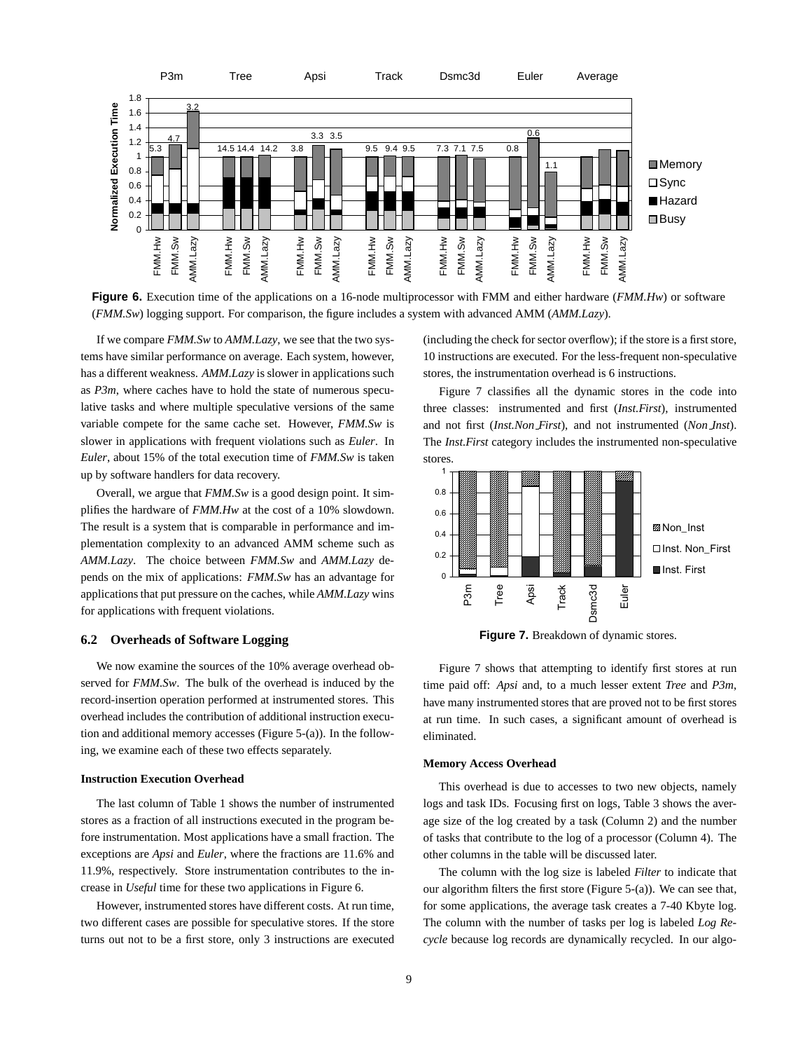**Figure 6.** Execution time of the applications on a 16-node multiprocessor with FMM and either hardware (*FMM.Hw*) or software (*FMM.Sw*) logging support. For comparison, the figure includes a system with advanced AMM (*AMM.Lazy*).

If we compare *FMM.Sw* to *AMM.Lazy*, we see that the two systems have similar performance on average. Each system, however, has a different weakness. *AMM.Lazy* is slower in applications such as *P3m*, where caches have to hold the state of numerous speculative tasks and where multiple speculative versions of the same variable compete for the same cache set. However, *FMM.Sw* is slower in applications with frequent violations such as *Euler*. In *Euler*, about 15% of the total execution time of *FMM.Sw* is taken up by software handlers for data recovery.

Overall, we argue that *FMM.Sw* is a good design point. It simplifies the hardware of *FMM.Hw* at the cost of a 10% slowdown. The result is a system that is comparable in performance and implementation complexity to an advanced AMM scheme such as *AMM.Lazy*. The choice between *FMM.Sw* and *AMM.Lazy* depends on the mix of applications: *FMM.Sw* has an advantage for applications that put pressure on the caches, while *AMM.Lazy* wins for applications with frequent violations.

### 6.2 Overheads of Software Logging

We now examine the sources of the 10% average overhead observed for *FMM.Sw*. The bulk of the overhead is induced by the record-insertion operation performed at instrumented stores. This overhead includes the contribution of additional instruction execution and additional memory accesses (Figure 5-(a)). In the following, we examine each of these two effects separately.

#### Instruction Execution Overhead

The last column of Table 1 shows the number of instrumented stores as a fraction of all instructions executed in the program before instrumentation. Most applications have a small fraction. The exceptions are *Apsi* and *Euler*, where the fractions are 11.6% and 11.9%, respectively. Store instrumentation contributes to the increase in *Useful* time for these two applications in Figure 6.

However, instrumented stores have different costs. At run time, two different cases are possible for speculative stores. If the store turns out not to be a first store, only 3 instructions are executed (including the check for sector overflow); if the store is a first store, 10 instructions are executed. For the less-frequent non-speculative stores, the instrumentation overhead is 6 instructions.

Figure 7 classifies all the dynamic stores in the code into three classes: instrumented and first (*Inst.First*), instrumented and not first (*Inst.Non_First*), and not instrumented (*Non_Inst*). The *Inst.First* category includes the instrumented non-speculative stores.

**Figure 7.** Breakdown of dynamic stores.

Figure 7 shows that attempting to identify first stores at run time paid off: *Apsi* and, to a much lesser extent *Tree* and *P3m*, have many instrumented stores that are proved not to be first stores at run time. In such cases, a significant amount of overhead is eliminated.

#### Memory Access Overhead

This overhead is due to accesses to two new objects, namely logs and task IDs. Focusing first on logs, Table 3 shows the average size of the log created by a task (Column 2) and the number of tasks that contribute to the log of a processor (Column 4). The other columns in the table will be discussed later.

The column with the log size is labeled *Filter* to indicate that our algorithm filters the first store (Figure 5-(a)). We can see that, for some applications, the average task creates a 7-40 Kbyte log. The column with the number of tasks per log is labeled *Log Recycle* because log records are dynamically recycled. In our algo-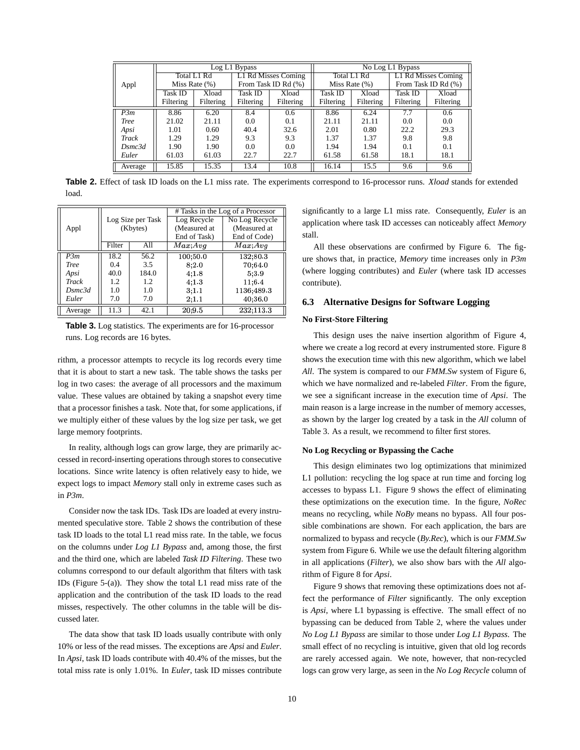| Appl | Log L1 Bypass | | | | No Log L1 Bypass | | | |
|---|---|---|---|---|---|---|---|---|
| | Total L1 Rd Miss Rate (%) | | L1 Rd Misses Coming From Task ID Rd (%) | | Total L1 Rd Miss Rate (%) | | L1 Rd Misses Coming From Task ID Rd (%) | |
| | Task ID Filtering | Xload Filtering | Task ID Filtering | Xload Filtering | Task ID Filtering | Xload Filtering | Task ID Filtering | Xload Filtering |
| *P3m* | 8.86 | 6.20 | 8.4 | 0.6 | 8.86 | 6.24 | 7.7 | 0.6 |
| *Tree* | 21.02 | 21.11 | 0.0 | 0.1 | 21.11 | 21.11 | 0.0 | 0.0 |
| *Apsi* | 1.01 | 0.60 | 40.4 | 32.6 | 2.01 | 0.80 | 22.2 | 29.3 |
| *Track* | 1.29 | 1.29 | 9.3 | 9.3 | 1.37 | 1.37 | 9.8 | 9.8 |
| *Dsmc3d* | 1.90 | 1.90 | 0.0 | 0.0 | 1.94 | 1.94 | 0.1 | 0.1 |
| *Euler* | 61.03 | 61.03 | 22.7 | 22.7 | 61.58 | 61.58 | 18.1 | 18.1 |
| Average | 15.85 | 15.35 | 13.4 | 10.8 | 16.14 | 15.5 | 9.6 | 9.6 |

**Table 2.** Effect of task ID loads on the L1 miss rate. The experiments correspond to 16-processor runs. *Xload* stands for extended load.

| Appl | Log Size per Task (Kbytes) | | # Tasks in the Log of a Processor | |
|---|---|---|---|---|
| | | | Log Recycle (Measured at End of Task) | No Log Recycle (Measured at End of Code) |
| | Filter | All | $Max;Avg$ | $Max;Avg$ |
| *P3m* | 18.2 | 56.2 | 100;50.0 | 132;80.3 |
| *Tree* | 0.4 | 3.5 | 8;2.0 | 70;64.0 |
| *Apsi* | 40.0 | 184.0 | 4;1.8 | 5;3.9 |
| *Track* | 1.2 | 1.2 | 4;1.3 | 11;6.4 |
| *Dsmc3d* | 1.0 | 1.0 | 3;1.1 | 1136;489.3 |
| *Euler* | 7.0 | 7.0 | 2;1.1 | 40;36.0 |
| Average | 11.3 | 42.1 | 20;9.5 | 232;113.3 |

**Table 3.** Log statistics. The experiments are for 16-processor runs. Log records are 16 bytes.

rithm, a processor attempts to recycle its log records every time that it is about to start a new task. The table shows the tasks per log in two cases: the average of all processors and the maximum value. These values are obtained by taking a snapshot every time that a processor finishes a task. Note that, for some applications, if we multiply either of these values by the log size per task, we get large memory footprints.

In reality, although logs can grow large, they are primarily accessed in record-inserting operations through stores to consecutive locations. Since write latency is often relatively easy to hide, we expect logs to impact *Memory* stall only in extreme cases such as in *P3m*.

Consider now the task IDs. Task IDs are loaded at every instrumented speculative store. Table 2 shows the contribution of these task ID loads to the total L1 read miss rate. In the table, we focus on the columns under *Log L1 Bypass* and, among those, the first and the third one, which are labeled *Task ID Filtering*. These two columns correspond to our default algorithm that filters with task IDs (Figure 5-(a)). They show the total L1 read miss rate of the application and the contribution of the task ID loads to the read misses, respectively. The other columns in the table will be discussed later.

The data show that task ID loads usually contribute with only 10% or less of the read misses. The exceptions are *Apsi* and *Euler*. In *Apsi*, task ID loads contribute with 40.4% of the misses, but the total miss rate is only 1.01%. In *Euler*, task ID misses contribute significantly to a large L1 miss rate. Consequently, *Euler* is an application where task ID accesses can noticeably affect *Memory* stall.

All these observations are confirmed by Figure 6. The figure shows that, in practice, *Memory* time increases only in *P3m* (where logging contributes) and *Euler* (where task ID accesses contribute).

### 6.3 Alternative Designs for Software Logging

#### No First-Store Filtering

This design uses the naive insertion algorithm of Figure 4, where we create a log record at every instrumented store. Figure 8 shows the execution time with this new algorithm, which we label *All*. The system is compared to our *FMM.Sw* system of Figure 6, which we have normalized and re-labeled *Filter*. From the figure, we see a significant increase in the execution time of *Apsi*. The main reason is a large increase in the number of memory accesses, as shown by the larger log created by a task in the *All* column of Table 3. As a result, we recommend to filter first stores.

#### No Log Recycling or Bypassing the Cache

This design eliminates two log optimizations that minimized L1 pollution: recycling the log space at run time and forcing log accesses to bypass L1. Figure 9 shows the effect of eliminating these optimizations on the execution time. In the figure, *NoRec* means no recycling, while *NoBy* means no bypass. All four possible combinations are shown. For each application, the bars are normalized to bypass and recycle (*By.Rec*), which is our *FMM.Sw* system from Figure 6. While we use the default filtering algorithm in all applications (*Filter*), we also show bars with the *All* algorithm of Figure 8 for *Apsi*.

Figure 9 shows that removing these optimizations does not affect the performance of *Filter* significantly. The only exception is *Apsi*, where L1 bypassing is effective. The small effect of no bypassing can be deduced from Table 2, where the values under *No Log L1 Bypass* are similar to those under *Log L1 Bypass*. The small effect of no recycling is intuitive, given that old log records are rarely accessed again. We note, however, that non-recycled logs can grow very large, as seen in the *No Log Recycle* column of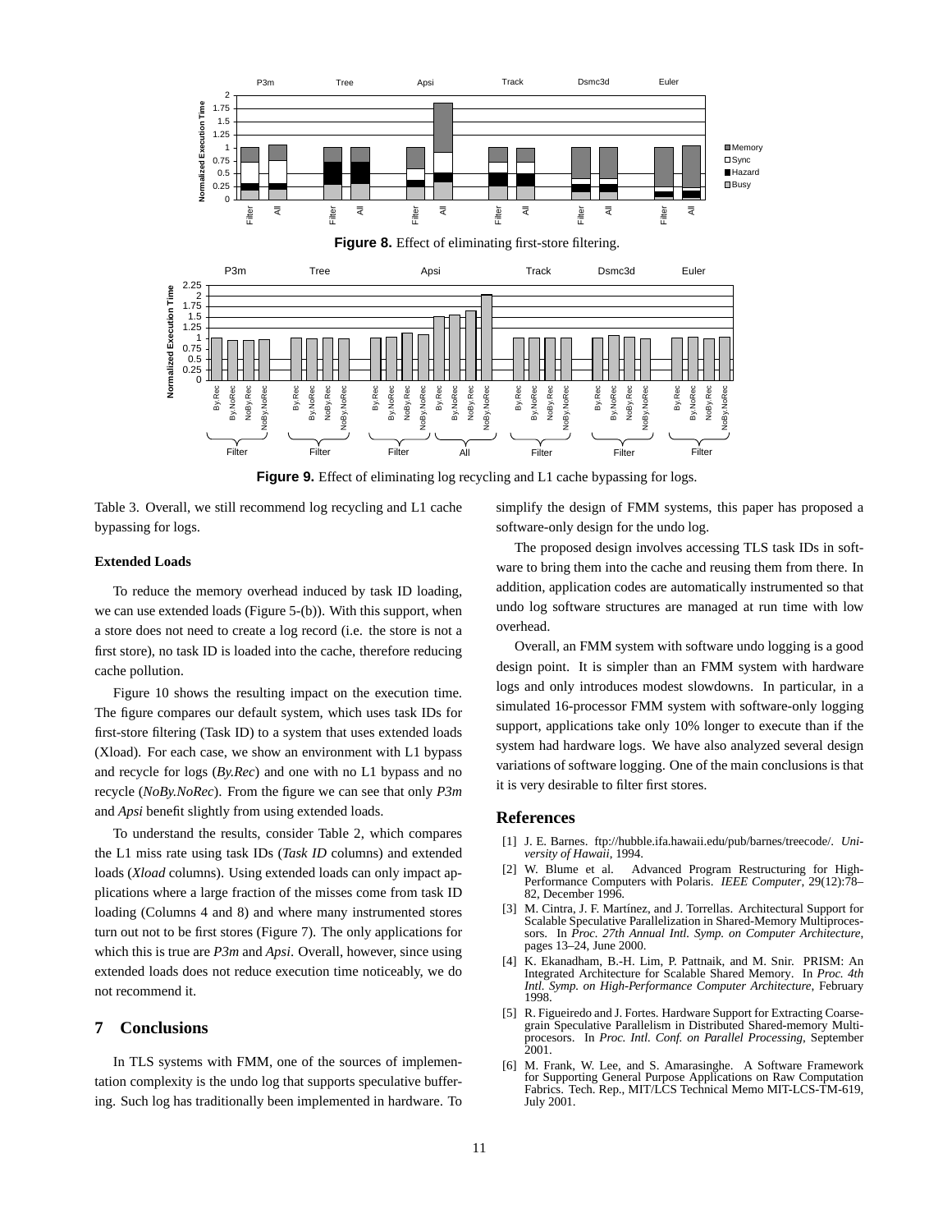**Figure 8.** Effect of eliminating first-store filtering.

**Figure 9.** Effect of eliminating log recycling and L1 cache bypassing for logs.

Table 3. Overall, we still recommend log recycling and L1 cache bypassing for logs.

#### Extended Loads

To reduce the memory overhead induced by task ID loading, we can use extended loads (Figure 5-(b)). With this support, when a store does not need to create a log record (i.e. the store is not a first store), no task ID is loaded into the cache, therefore reducing cache pollution.

Figure 10 shows the resulting impact on the execution time. The figure compares our default system, which uses task IDs for first-store filtering (Task ID) to a system that uses extended loads (Xload). For each case, we show an environment with L1 bypass and recycle for logs (*By.Rec*) and one with no L1 bypass and no recycle (*NoBy.NoRec*). From the figure we can see that only *P3m* and *Apsi* benefit slightly from using extended loads.

To understand the results, consider Table 2, which compares the L1 miss rate using task IDs (*Task ID* columns) and extended loads (*Xload* columns). Using extended loads can only impact applications where a large fraction of the misses come from task ID loading (Columns 4 and 8) and where many instrumented stores turn out not to be first stores (Figure 7). The only applications for which this is true are *P3m* and *Apsi*. Overall, however, since using extended loads does not reduce execution time noticeably, we do not recommend it.

## 7 Conclusions

In TLS systems with FMM, one of the sources of implementation complexity is the undo log that supports speculative buffering. Such log has traditionally been implemented in hardware. To simplify the design of FMM systems, this paper has proposed a software-only design for the undo log.

The proposed design involves accessing TLS task IDs in software to bring them into the cache and reusing them from there. In addition, application codes are automatically instrumented so that undo log software structures are managed at run time with low overhead.

Overall, an FMM system with software undo logging is a good design point. It is simpler than an FMM system with hardware logs and only introduces modest slowdowns. In particular, in a simulated 16-processor FMM system with software-only logging support, applications take only 10% longer to execute than if the system had hardware logs. We have also analyzed several design variations of software logging. One of the main conclusions is that it is very desirable to filter first stores.

## References

[1] J. E. Barnes. ftp://hubble.ifa.hawaii.edu/pub/barnes/treecode/. *University of Hawaii*, 1994.

[2] W. Blume et al. Advanced Program Restructuring for High-Performance Computers with Polaris. *IEEE Computer*, 29(12):78–82, December 1996.

[3] M. Cintra, J. F. Martínez, and J. Torrellas. Architectural Support for Scalable Speculative Parallelization in Shared-Memory Multiprocessors. In *Proc. 27th Annual Intl. Symp. on Computer Architecture*, pages 13–24, June 2000.

[4] K. Ekanadham, B.-H. Lim, P. Pattnaik, and M. Snir. PRISM: An Integrated Architecture for Scalable Shared Memory. In *Proc. 4th Intl. Symp. on High-Performance Computer Architecture*, February 1998.

[5] R. Figueiredo and J. Fortes. Hardware Support for Extracting Coarse-grain Speculative Parallelism in Distributed Shared-memory Multiprocesors. In *Proc. Intl. Conf. on Parallel Processing*, September 2001.

[6] M. Frank, W. Lee, and S. Amarasinghe. A Software Framework for Supporting General Purpose Applications on Raw Computation Fabrics. Tech. Rep., MIT/LCS Technical Memo MIT-LCS-TM-619, July 2001.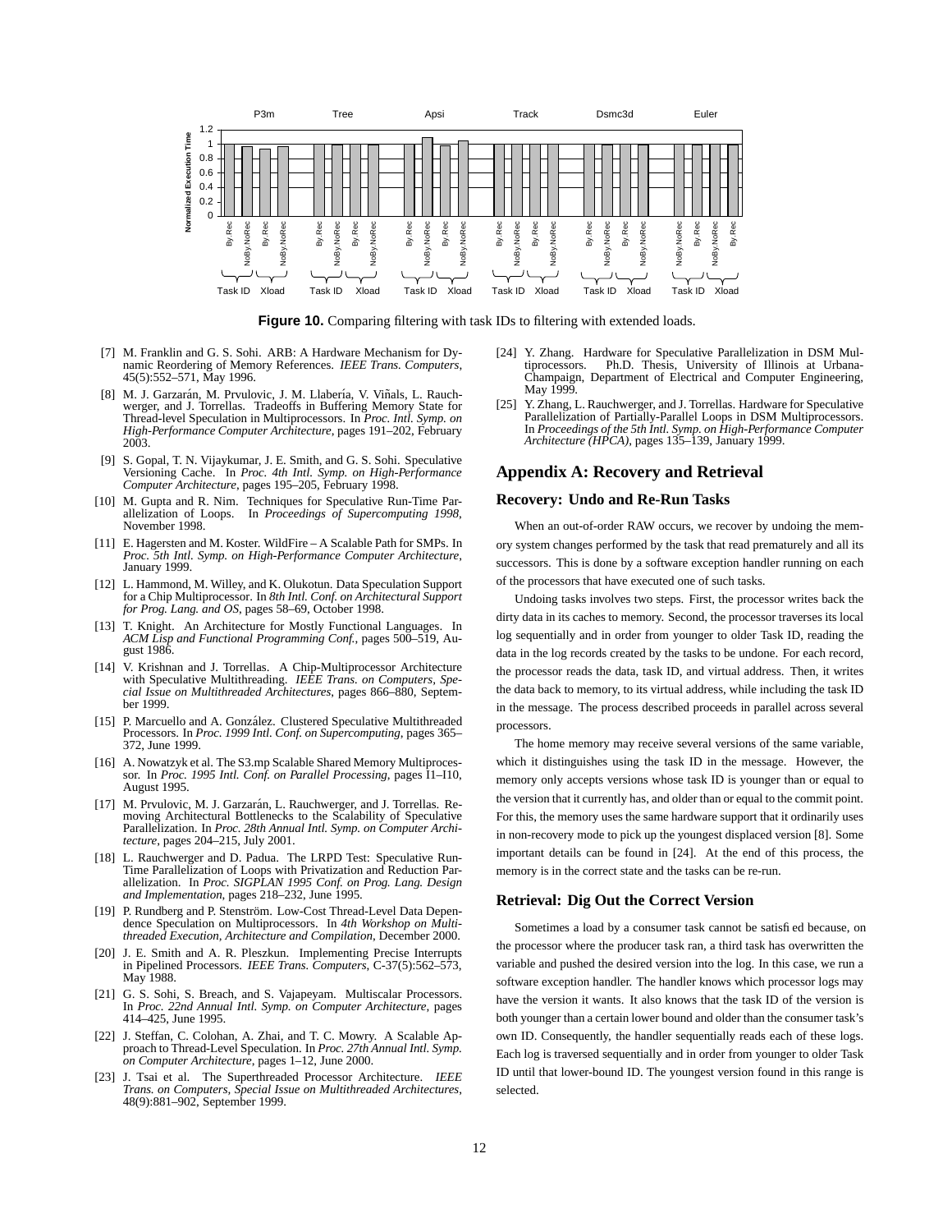P3m Tree Apsi Track Dsmc3d Euler

Normalized Execution Time

1.2
1
0.8
0.6
0.4
0.2
0

By.Rec NoBy.NoRec By.Rec NoBy.NoRec

Task ID Xload

**Figure 10.** Comparing filtering with task IDs to filtering with extended loads.

[7] M. Franklin and G. S. Sohi. ARB: A Hardware Mechanism for Dynamic Reordering of Memory References. *IEEE Trans. Computers*, 45(5):552–571, May 1996.

[8] M. J. Garzarán, M. Prvulovic, J. M. Llabería, V. Viñals, L. Rauchwerger, and J. Torrellas. Tradeoffs in Buffering Memory State for Thread-level Speculation in Multiprocessors. In *Proc. Intl. Symp. on High-Performance Computer Architecture*, pages 191–202, February 2003.

[9] S. Gopal, T. N. Vijaykumar, J. E. Smith, and G. S. Sohi. Speculative Versioning Cache. In *Proc. 4th Intl. Symp. on High-Performance Computer Architecture*, pages 195–205, February 1998.

[10] M. Gupta and R. Nim. Techniques for Speculative Run-Time Parallelization of Loops. In *Proceedings of Supercomputing 1998*, November 1998.

[11] E. Hagersten and M. Koster. WildFire – A Scalable Path for SMPs. In *Proc. 5th Intl. Symp. on High-Performance Computer Architecture*, January 1999.

[12] L. Hammond, M. Willey, and K. Olukotun. Data Speculation Support for a Chip Multiprocessor. In *8th Intl. Conf. on Architectural Support for Prog. Lang. and OS*, pages 58–69, October 1998.

[13] T. Knight. An Architecture for Mostly Functional Languages. In *ACM Lisp and Functional Programming Conf.*, pages 500–519, August 1986.

[14] V. Krishnan and J. Torrellas. A Chip-Multiprocessor Architecture with Speculative Multithreading. *IEEE Trans. on Computers, Special Issue on Multithreaded Architectures*, pages 866–880, September 1999.

[15] P. Marcuello and A. González. Clustered Speculative Multithreaded Processors. In *Proc. 1999 Intl. Conf. on Supercomputing*, pages 365–372, June 1999.

[16] A. Nowatzyk et al. The S3.mp Scalable Shared Memory Multiprocessor. In *Proc. 1995 Intl. Conf. on Parallel Processing*, pages I1–I10, August 1995.

[17] M. Prvulovic, M. J. Garzarán, L. Rauchwerger, and J. Torrellas. Removing Architectural Bottlenecks to the Scalability of Speculative Parallelization. In *Proc. 28th Annual Intl. Symp. on Computer Architecture*, pages 204–215, July 2001.

[18] L. Rauchwerger and D. Padua. The LRPD Test: Speculative Run-Time Parallelization of Loops with Privatization and Reduction Parallelization. In *Proc. SIGPLAN 1995 Conf. on Prog. Lang. Design and Implementation*, pages 218–232, June 1995.

[19] P. Rundberg and P. Stenström. Low-Cost Thread-Level Data Dependence Speculation on Multiprocessors. In *4th Workshop on Multithreaded Execution, Architecture and Compilation*, December 2000.

[20] J. E. Smith and A. R. Pleszkun. Implementing Precise Interrupts in Pipelined Processors. *IEEE Trans. Computers*, C-37(5):562–573, May 1988.

[21] G. S. Sohi, S. Breach, and S. Vajapeyam. Multiscalar Processors. In *Proc. 22nd Annual Intl. Symp. on Computer Architecture*, pages 414–425, June 1995.

[22] J. Steffan, C. Colohan, A. Zhai, and T. C. Mowry. A Scalable Approach to Thread-Level Speculation. In *Proc. 27th Annual Intl. Symp. on Computer Architecture*, pages 1–12, June 2000.

[23] J. Tsai et al. The Superthreaded Processor Architecture. *IEEE Trans. on Computers, Special Issue on Multithreaded Architectures*, 48(9):881–902, September 1999.

[24] Y. Zhang. Hardware for Speculative Parallelization in DSM Multiprocessors. Ph.D. Thesis, University of Illinois at Urbana-Champaign, Department of Electrical and Computer Engineering, May 1999.

[25] Y. Zhang, L. Rauchwerger, and J. Torrellas. Hardware for Speculative Parallelization of Partially-Parallel Loops in DSM Multiprocessors. In *Proceedings of the 5th Intl. Symp. on High-Performance Computer Architecture (HPCA)*, pages 135–139, January 1999.

## Appendix A: Recovery and Retrieval

### Recovery: Undo and Re-Run Tasks

When an out-of-order RAW occurs, we recover by undoing the memory system changes performed by the task that read prematurely and all its successors. This is done by a software exception handler running on each of the processors that have executed one of such tasks.

Undoing tasks involves two steps. First, the processor writes back the dirty data in its caches to memory. Second, the processor traverses its local log sequentially and in order from younger to older Task ID, reading the data in the log records created by the tasks to be undone. For each record, the processor reads the data, task ID, and virtual address. Then, it writes the data back to memory, to its virtual address, while including the task ID in the message. The process described proceeds in parallel across several processors.

The home memory may receive several versions of the same variable, which it distinguishes using the task ID in the message. However, the memory only accepts versions whose task ID is younger than or equal to the version that it currently has, and older than or equal to the commit point. For this, the memory uses the same hardware support that it ordinarily uses in non-recovery mode to pick up the youngest displaced version [8]. Some important details can be found in [24]. At the end of this process, the memory is in the correct state and the tasks can be re-run.

### Retrieval: Dig Out the Correct Version

Sometimes a load by a consumer task cannot be satisfied because, on the processor where the producer task ran, a third task has overwritten the variable and pushed the desired version into the log. In this case, we run a software exception handler. The handler knows which processor logs may have the version it wants. It also knows that the task ID of the version is both younger than a certain lower bound and older than the consumer task's own ID. Consequently, the handler sequentially reads each of these logs. Each log is traversed sequentially and in order from younger to older Task ID until that lower-bound ID. The youngest version found in this range is selected.